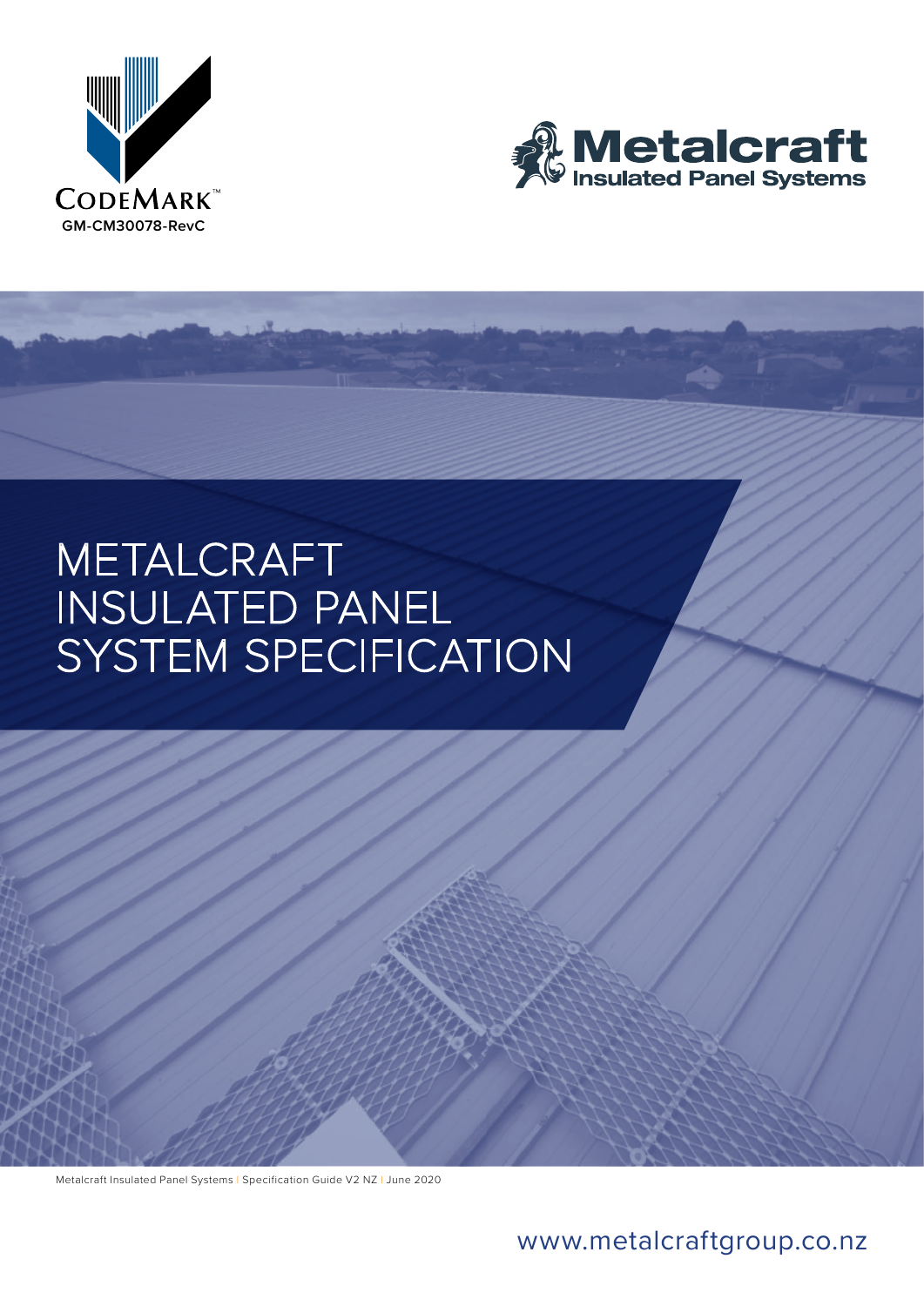CODEMARK™
GM-CM30078-RevC

Metalcraft
Insulated Panel Systems

# METALCRAFT INSULATED PANEL SYSTEM SPECIFICATION

Metalcraft Insulated Panel Systems | Specification Guide V2 NZ | June 2020

www.metalcraftgroup.co.nz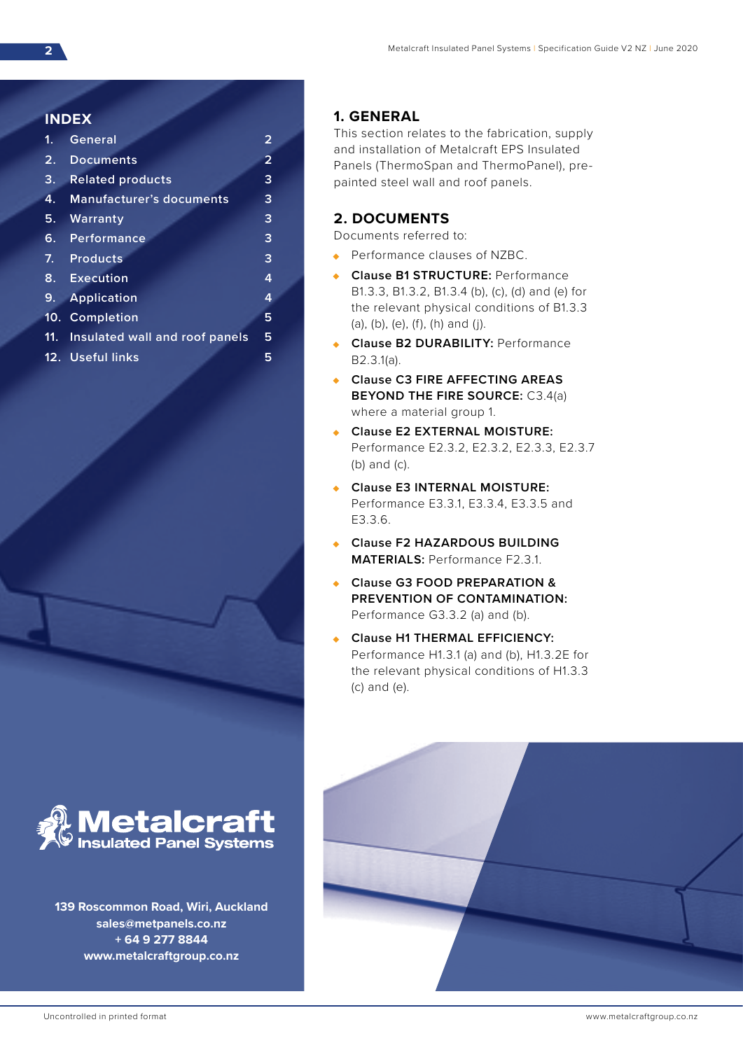## INDEX

| | | |
|---|---|---|
| 1. | General | 2 |
| 2. | Documents | 2 |
| 3. | Related products | 3 |
| 4. | Manufacturer's documents | 3 |
| 5. | Warranty | 3 |
| 6. | Performance | 3 |
| 7. | Products | 3 |
| 8. | Execution | 4 |
| 9. | Application | 4 |
| 10. | Completion | 5 |
| 11. | Insulated wall and roof panels | 5 |
| 12. | Useful links | 5 |

**Metalcraft Insulated Panel Systems**

**139 Roscommon Road, Wiri, Auckland**
**sales@metpanels.co.nz**
**+ 64 9 277 8844**
**www.metalcraftgroup.co.nz**

## 1. GENERAL

This section relates to the fabrication, supply and installation of Metalcraft EPS Insulated Panels (ThermoSpan and ThermoPanel), pre-painted steel wall and roof panels.

## 2. DOCUMENTS

Documents referred to:

- Performance clauses of NZBC.
- **Clause B1 STRUCTURE:** Performance B1.3.3, B1.3.2, B1.3.4 (b), (c), (d) and (e) for the relevant physical conditions of B1.3.3 (a), (b), (e), (f), (h) and (j).
- **Clause B2 DURABILITY:** Performance B2.3.1(a).
- **Clause C3 FIRE AFFECTING AREAS BEYOND THE FIRE SOURCE:** C3.4(a) where a material group 1.
- **Clause E2 EXTERNAL MOISTURE:** Performance E2.3.2, E2.3.2, E2.3.3, E2.3.7 (b) and (c).
- **Clause E3 INTERNAL MOISTURE:** Performance E3.3.1, E3.3.4, E3.3.5 and E3.3.6.
- **Clause F2 HAZARDOUS BUILDING MATERIALS:** Performance F2.3.1.
- **Clause G3 FOOD PREPARATION & PREVENTION OF CONTAMINATION:** Performance G3.3.2 (a) and (b).
- **Clause H1 THERMAL EFFICIENCY:** Performance H1.3.1 (a) and (b), H1.3.2E for the relevant physical conditions of H1.3.3 (c) and (e).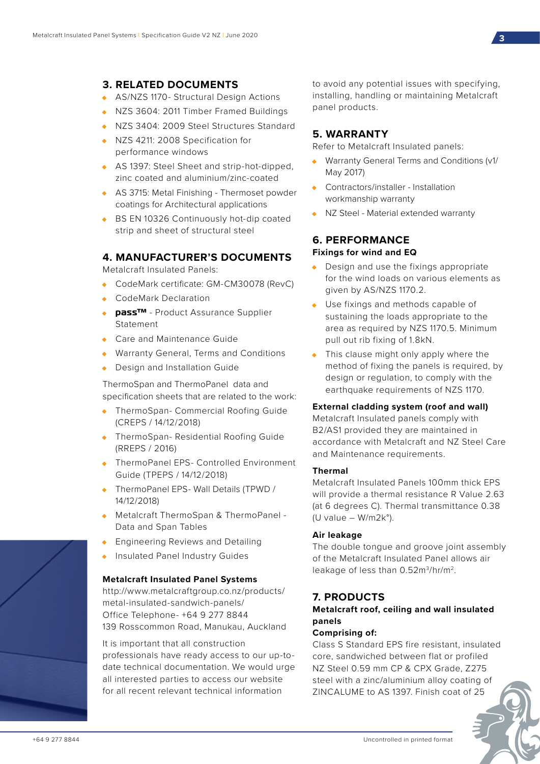## 3. RELATED DOCUMENTS

- AS/NZS 1170- Structural Design Actions
- NZS 3604: 2011 Timber Framed Buildings
- NZS 3404: 2009 Steel Structures Standard
- NZS 4211: 2008 Specification for performance windows
- AS 1397: Steel Sheet and strip-hot-dipped, zinc coated and aluminium/zinc-coated
- AS 3715: Metal Finishing - Thermoset powder coatings for Architectural applications
- BS EN 10326 Continuously hot-dip coated strip and sheet of structural steel

## 4. MANUFACTURER'S DOCUMENTS

Metalcraft Insulated Panels:

- CodeMark certificate: GM-CM30078 (RevC)
- CodeMark Declaration
- **pass™** - Product Assurance Supplier Statement
- Care and Maintenance Guide
- Warranty General, Terms and Conditions
- Design and Installation Guide

ThermoSpan and ThermoPanel data and specification sheets that are related to the work:

- ThermoSpan- Commercial Roofing Guide (CREPS / 14/12/2018)
- ThermoSpan- Residential Roofing Guide (RREPS / 2016)
- ThermoPanel EPS- Controlled Environment Guide (TPEPS / 14/12/2018)
- ThermoPanel EPS- Wall Details (TPWD / 14/12/2018)
- Metalcraft ThermoSpan & ThermoPanel - Data and Span Tables
- Engineering Reviews and Detailing
- Insulated Panel Industry Guides

**Metalcraft Insulated Panel Systems**
http://www.metalcraftgroup.co.nz/products/metal-insulated-sandwich-panels/
Office Telephone- +64 9 277 8844
139 Rosscommon Road, Manukau, Auckland

It is important that all construction professionals have ready access to our up-to-date technical documentation. We would urge all interested parties to access our website for all recent relevant technical information to avoid any potential issues with specifying, installing, handling or maintaining Metalcraft panel products.

## 5. WARRANTY

Refer to Metalcraft Insulated panels:

- Warranty General Terms and Conditions (v1/ May 2017)
- Contractors/installer - Installation workmanship warranty
- NZ Steel - Material extended warranty

## 6. PERFORMANCE

### Fixings for wind and EQ

- Design and use the fixings appropriate for the wind loads on various elements as given by AS/NZS 1170.2.
- Use fixings and methods capable of sustaining the loads appropriate to the area as required by NZS 1170.5. Minimum pull out rib fixing of 1.8kN.
- This clause might only apply where the method of fixing the panels is required, by design or regulation, to comply with the earthquake requirements of NZS 1170.

### External cladding system (roof and wall)

Metalcraft Insulated panels comply with B2/AS1 provided they are maintained in accordance with Metalcraft and NZ Steel Care and Maintenance requirements.

### Thermal

Metalcraft Insulated Panels 100mm thick EPS will provide a thermal resistance R Value 2.63 (at 6 degrees C). Thermal transmittance 0.38 (U value – W/m2k°).

### Air leakage

The double tongue and groove joint assembly of the Metalcraft Insulated Panel allows air leakage of less than 0.52m$^3$/hr/m$^2$.

## 7. PRODUCTS

### Metalcraft roof, ceiling and wall insulated panels

**Comprising of:**

Class S Standard EPS fire resistant, insulated core, sandwiched between flat or profiled NZ Steel 0.59 mm CP & CPX Grade, Z275 steel with a zinc/aluminium alloy coating of ZINCALUME to AS 1397. Finish coat of 25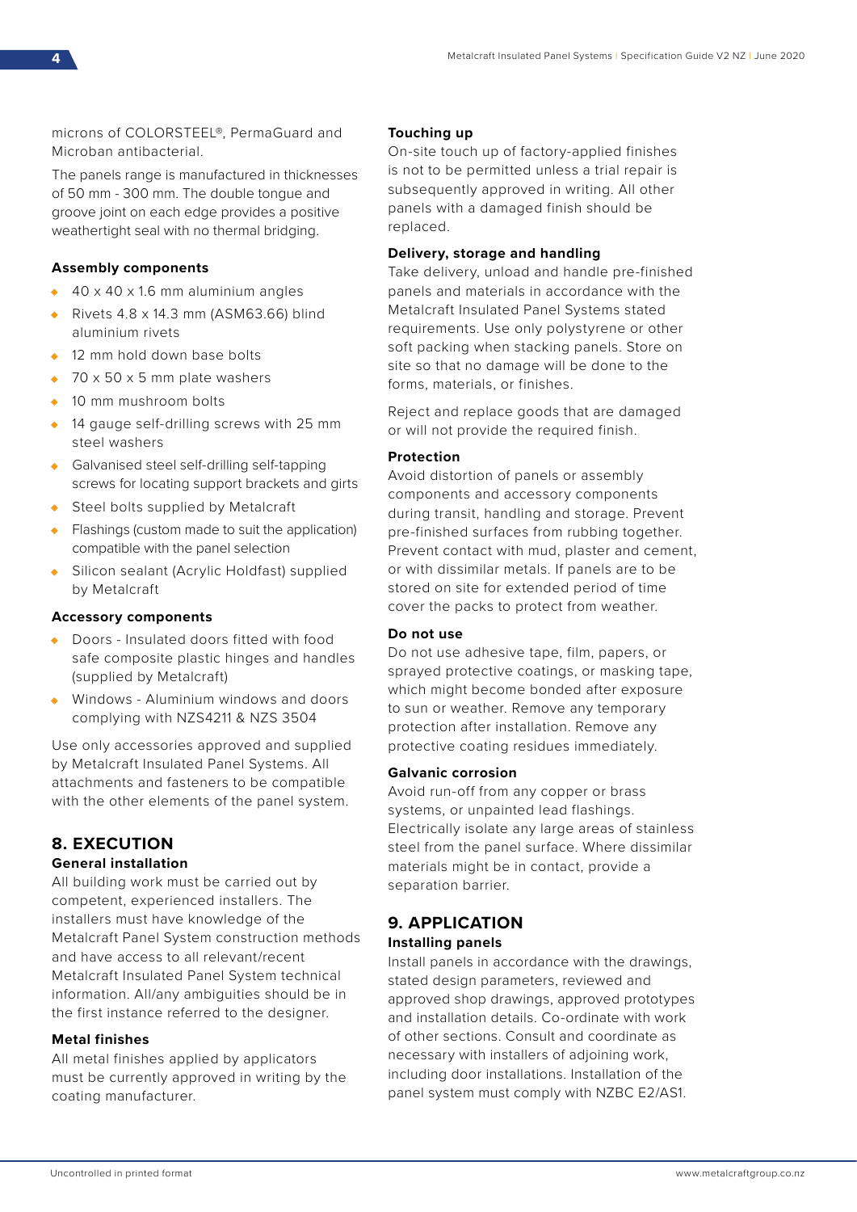microns of COLORSTEEL®, PermaGuard and Microban antibacterial.

The panels range is manufactured in thicknesses of 50 mm - 300 mm. The double tongue and groove joint on each edge provides a positive weathertight seal with no thermal bridging.

**Assembly components**

- 40 x 40 x 1.6 mm aluminium angles
- Rivets 4.8 x 14.3 mm (ASM63.66) blind aluminium rivets
- 12 mm hold down base bolts
- 70 x 50 x 5 mm plate washers
- 10 mm mushroom bolts
- 14 gauge self-drilling screws with 25 mm steel washers
- Galvanised steel self-drilling self-tapping screws for locating support brackets and girts
- Steel bolts supplied by Metalcraft
- Flashings (custom made to suit the application) compatible with the panel selection
- Silicon sealant (Acrylic Holdfast) supplied by Metalcraft

**Accessory components**

- Doors - Insulated doors fitted with food safe composite plastic hinges and handles (supplied by Metalcraft)
- Windows - Aluminium windows and doors complying with NZS4211 & NZS 3504

Use only accessories approved and supplied by Metalcraft Insulated Panel Systems. All attachments and fasteners to be compatible with the other elements of the panel system.

## 8. EXECUTION

**General installation**

All building work must be carried out by competent, experienced installers. The installers must have knowledge of the Metalcraft Panel System construction methods and have access to all relevant/recent Metalcraft Insulated Panel System technical information. All/any ambiguities should be in the first instance referred to the designer.

**Metal finishes**

All metal finishes applied by applicators must be currently approved in writing by the coating manufacturer.

**Touching up**

On-site touch up of factory-applied finishes is not to be permitted unless a trial repair is subsequently approved in writing. All other panels with a damaged finish should be replaced.

**Delivery, storage and handling**

Take delivery, unload and handle pre-finished panels and materials in accordance with the Metalcraft Insulated Panel Systems stated requirements. Use only polystyrene or other soft packing when stacking panels. Store on site so that no damage will be done to the forms, materials, or finishes.

Reject and replace goods that are damaged or will not provide the required finish.

**Protection**

Avoid distortion of panels or assembly components and accessory components during transit, handling and storage. Prevent pre-finished surfaces from rubbing together. Prevent contact with mud, plaster and cement, or with dissimilar metals. If panels are to be stored on site for extended period of time cover the packs to protect from weather.

**Do not use**

Do not use adhesive tape, film, papers, or sprayed protective coatings, or masking tape, which might become bonded after exposure to sun or weather. Remove any temporary protection after installation. Remove any protective coating residues immediately.

**Galvanic corrosion**

Avoid run-off from any copper or brass systems, or unpainted lead flashings. Electrically isolate any large areas of stainless steel from the panel surface. Where dissimilar materials might be in contact, provide a separation barrier.

## 9. APPLICATION

**Installing panels**

Install panels in accordance with the drawings, stated design parameters, reviewed and approved shop drawings, approved prototypes and installation details. Co-ordinate with work of other sections. Consult and coordinate as necessary with installers of adjoining work, including door installations. Installation of the panel system must comply with NZBC E2/AS1.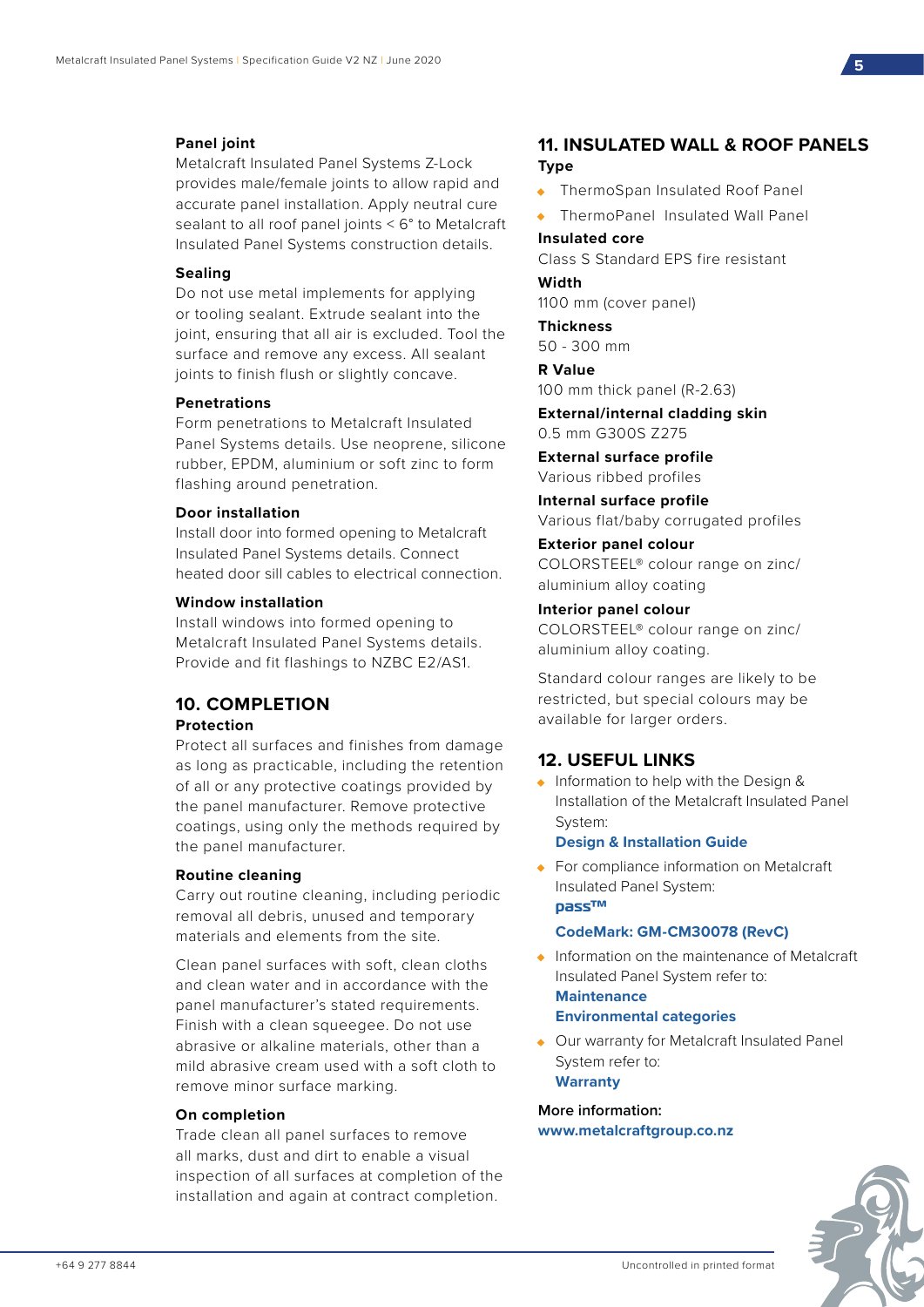### Panel joint

Metalcraft Insulated Panel Systems Z-Lock provides male/female joints to allow rapid and accurate panel installation. Apply neutral cure sealant to all roof panel joints < 6° to Metalcraft Insulated Panel Systems construction details.

### Sealing

Do not use metal implements for applying or tooling sealant. Extrude sealant into the joint, ensuring that all air is excluded. Tool the surface and remove any excess. All sealant joints to finish flush or slightly concave.

### Penetrations

Form penetrations to Metalcraft Insulated Panel Systems details. Use neoprene, silicone rubber, EPDM, aluminium or soft zinc to form flashing around penetration.

### Door installation

Install door into formed opening to Metalcraft Insulated Panel Systems details. Connect heated door sill cables to electrical connection.

### Window installation

Install windows into formed opening to Metalcraft Insulated Panel Systems details. Provide and fit flashings to NZBC E2/AS1.

## 10. COMPLETION

### Protection

Protect all surfaces and finishes from damage as long as practicable, including the retention of all or any protective coatings provided by the panel manufacturer. Remove protective coatings, using only the methods required by the panel manufacturer.

### Routine cleaning

Carry out routine cleaning, including periodic removal all debris, unused and temporary materials and elements from the site.

Clean panel surfaces with soft, clean cloths and clean water and in accordance with the panel manufacturer's stated requirements. Finish with a clean squeegee. Do not use abrasive or alkaline materials, other than a mild abrasive cream used with a soft cloth to remove minor surface marking.

### On completion

Trade clean all panel surfaces to remove all marks, dust and dirt to enable a visual inspection of all surfaces at completion of the installation and again at contract completion.

## 11. INSULATED WALL & ROOF PANELS

### Type

- ThermoSpan Insulated Roof Panel
- ThermoPanel Insulated Wall Panel

### Insulated core

Class S Standard EPS fire resistant

### Width

1100 mm (cover panel)

### Thickness

50 - 300 mm

### R Value

100 mm thick panel (R-2.63)

### External/internal cladding skin

0.5 mm G300S Z275

### External surface profile

Various ribbed profiles

### Internal surface profile

Various flat/baby corrugated profiles

### Exterior panel colour

COLORSTEEL® colour range on zinc/aluminium alloy coating

### Interior panel colour

COLORSTEEL® colour range on zinc/aluminium alloy coating.

Standard colour ranges are likely to be restricted, but special colours may be available for larger orders.

## 12. USEFUL LINKS

- Information to help with the Design & Installation of the Metalcraft Insulated Panel System:
  **Design & Installation Guide**
- For compliance information on Metalcraft Insulated Panel System:
  **pass™**
  **CodeMark: GM-CM30078 (RevC)**
- Information on the maintenance of Metalcraft Insulated Panel System refer to:
  **Maintenance**
  **Environmental categories**
- Our warranty for Metalcraft Insulated Panel System refer to:
  **Warranty**

**More information:**
**www.metalcraftgroup.co.nz**

+64 9 277 8844

Uncontrolled in printed format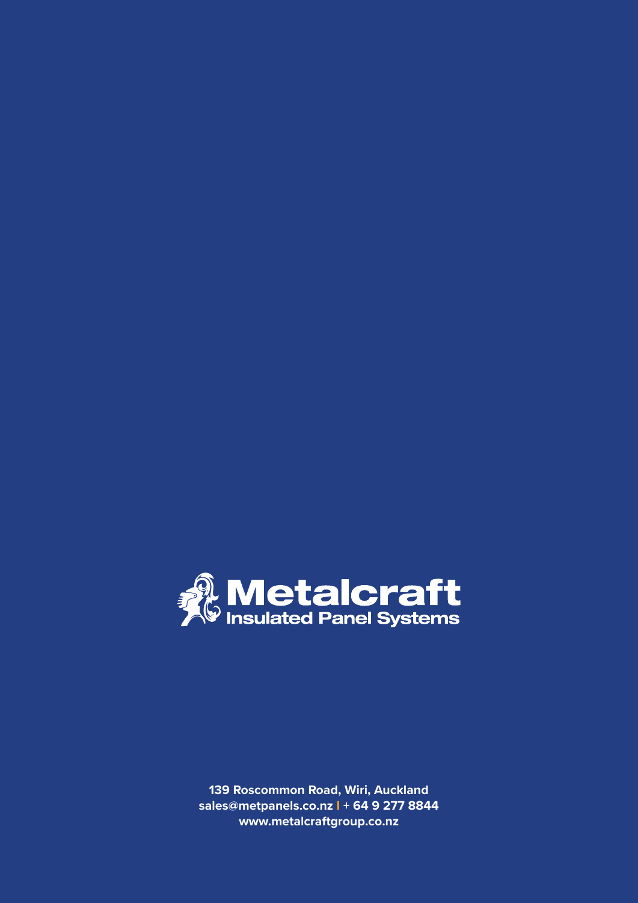Metalcraft

Insulated Panel Systems

**139 Roscommon Road, Wiri, Auckland**
**sales@metpanels.co.nz | + 64 9 277 8844**
**www.metalcraftgroup.co.nz**